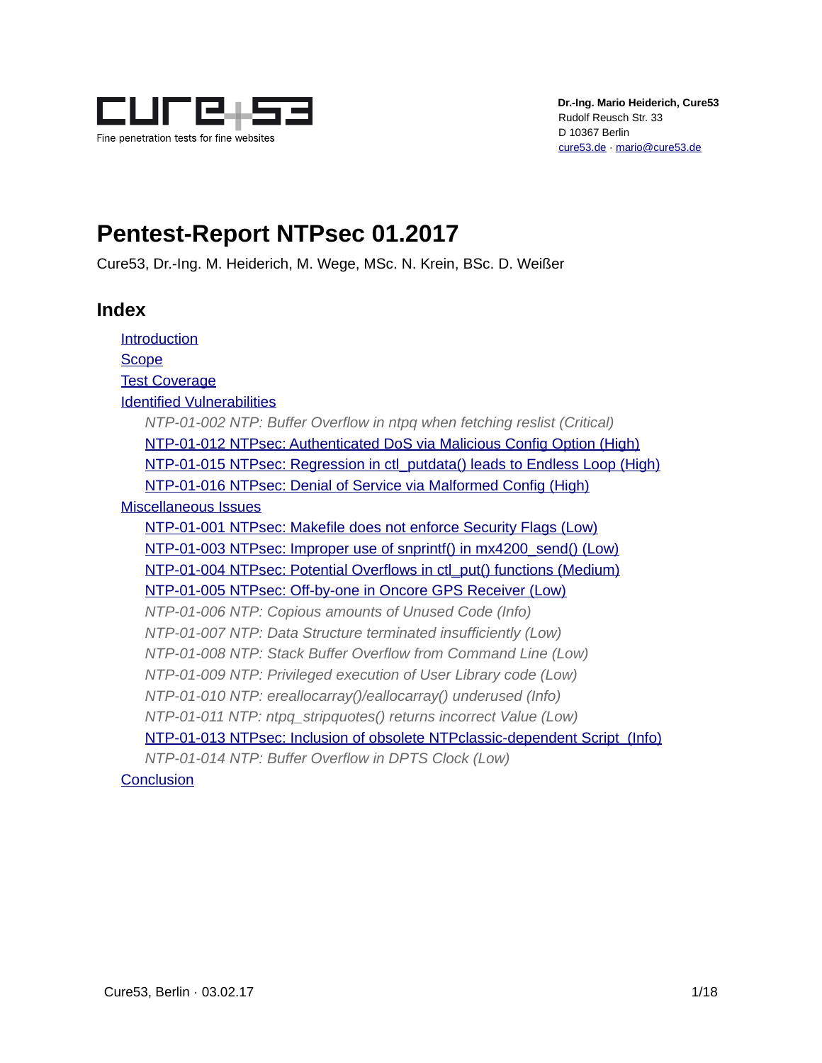**Dr.-Ing. Mario Heiderich, Cure53**
Rudolf Reusch Str. 33
D 10367 Berlin
cure53.de · mario@cure53.de

# Pentest-Report NTPsec 01.2017

Cure53, Dr.-Ing. M. Heiderich, M. Wege, MSc. N. Krein, BSc. D. Weißer

## Index

- Introduction
- Scope
- Test Coverage
- Identified Vulnerabilities
  - *NTP-01-002 NTP: Buffer Overflow in ntpq when fetching reslist (Critical)*
  - NTP-01-012 NTPsec: Authenticated DoS via Malicious Config Option (High)
  - NTP-01-015 NTPsec: Regression in ctl_putdata() leads to Endless Loop (High)
  - NTP-01-016 NTPsec: Denial of Service via Malformed Config (High)
- Miscellaneous Issues
  - NTP-01-001 NTPsec: Makefile does not enforce Security Flags (Low)
  - NTP-01-003 NTPsec: Improper use of snprintf() in mx4200_send() (Low)
  - NTP-01-004 NTPsec: Potential Overflows in ctl_put() functions (Medium)
  - NTP-01-005 NTPsec: Off-by-one in Oncore GPS Receiver (Low)
  - *NTP-01-006 NTP: Copious amounts of Unused Code (Info)*
  - *NTP-01-007 NTP: Data Structure terminated insufficiently (Low)*
  - *NTP-01-008 NTP: Stack Buffer Overflow from Command Line (Low)*
  - *NTP-01-009 NTP: Privileged execution of User Library code (Low)*
  - *NTP-01-010 NTP: ereallocarray()/eallocarray() underused (Info)*
  - *NTP-01-011 NTP: ntpq_stripquotes() returns incorrect Value (Low)*
  - NTP-01-013 NTPsec: Inclusion of obsolete NTPclassic-dependent Script (Info)
  - *NTP-01-014 NTP: Buffer Overflow in DPTS Clock (Low)*
- Conclusion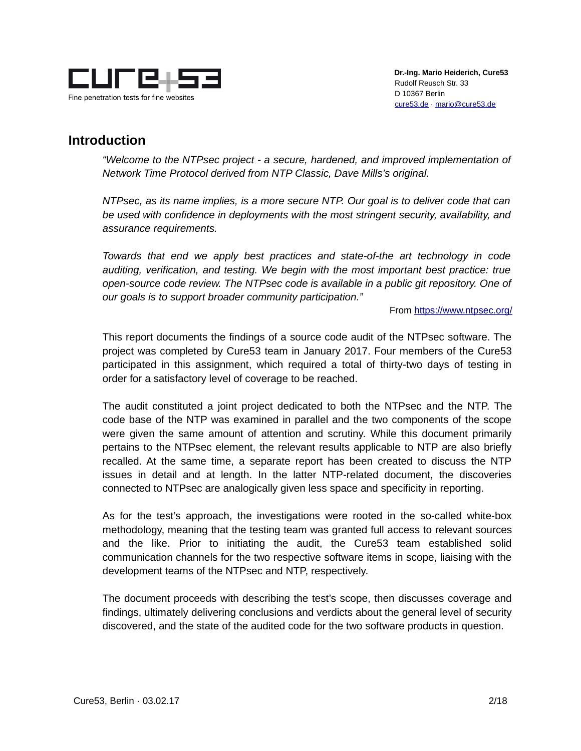## Introduction

> *"Welcome to the NTPsec project - a secure, hardened, and improved implementation of Network Time Protocol derived from NTP Classic, Dave Mills's original.*
>
> *NTPsec, as its name implies, is a more secure NTP. Our goal is to deliver code that can be used with confidence in deployments with the most stringent security, availability, and assurance requirements.*
>
> *Towards that end we apply best practices and state-of-the art technology in code auditing, verification, and testing. We begin with the most important best practice: true open-source code review. The NTPsec code is available in a public git repository. One of our goals is to support broader community participation."*

From https://www.ntpsec.org/

This report documents the findings of a source code audit of the NTPsec software. The project was completed by Cure53 team in January 2017. Four members of the Cure53 participated in this assignment, which required a total of thirty-two days of testing in order for a satisfactory level of coverage to be reached.

The audit constituted a joint project dedicated to both the NTPsec and the NTP. The code base of the NTP was examined in parallel and the two components of the scope were given the same amount of attention and scrutiny. While this document primarily pertains to the NTPsec element, the relevant results applicable to NTP are also briefly recalled. At the same time, a separate report has been created to discuss the NTP issues in detail and at length. In the latter NTP-related document, the discoveries connected to NTPsec are analogically given less space and specificity in reporting.

As for the test's approach, the investigations were rooted in the so-called white-box methodology, meaning that the testing team was granted full access to relevant sources and the like. Prior to initiating the audit, the Cure53 team established solid communication channels for the two respective software items in scope, liaising with the development teams of the NTPsec and NTP, respectively.

The document proceeds with describing the test's scope, then discusses coverage and findings, ultimately delivering conclusions and verdicts about the general level of security discovered, and the state of the audited code for the two software products in question.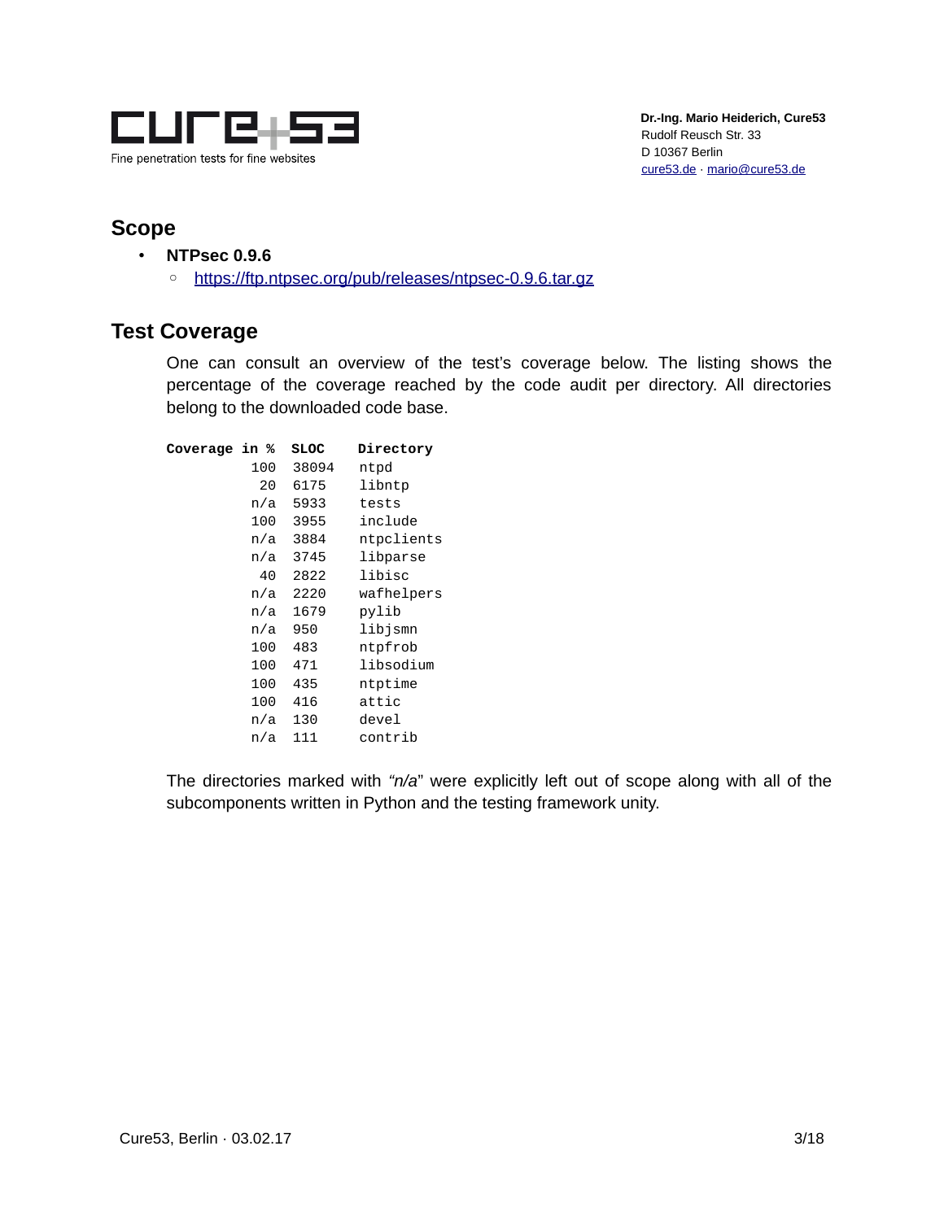## Scope

- **NTPsec 0.9.6**
    - https://ftp.ntpsec.org/pub/releases/ntpsec-0.9.6.tar.gz

## Test Coverage

One can consult an overview of the test's coverage below. The listing shows the percentage of the coverage reached by the code audit per directory. All directories belong to the downloaded code base.

| Coverage in % | SLOC | Directory |
|---|---|---|
| 100 | 38094 | ntpd |
| 20 | 6175 | libntp |
| n/a | 5933 | tests |
| 100 | 3955 | include |
| n/a | 3884 | ntpclients |
| n/a | 3745 | libparse |
| 40 | 2822 | libisc |
| n/a | 2220 | wafhelpers |
| n/a | 1679 | pylib |
| n/a | 950 | libjsmn |
| 100 | 483 | ntpfrob |
| 100 | 471 | libsodium |
| 100 | 435 | ntptime |
| 100 | 416 | attic |
| n/a | 130 | devel |
| n/a | 111 | contrib |

The directories marked with "*n/a*" were explicitly left out of scope along with all of the subcomponents written in Python and the testing framework unity.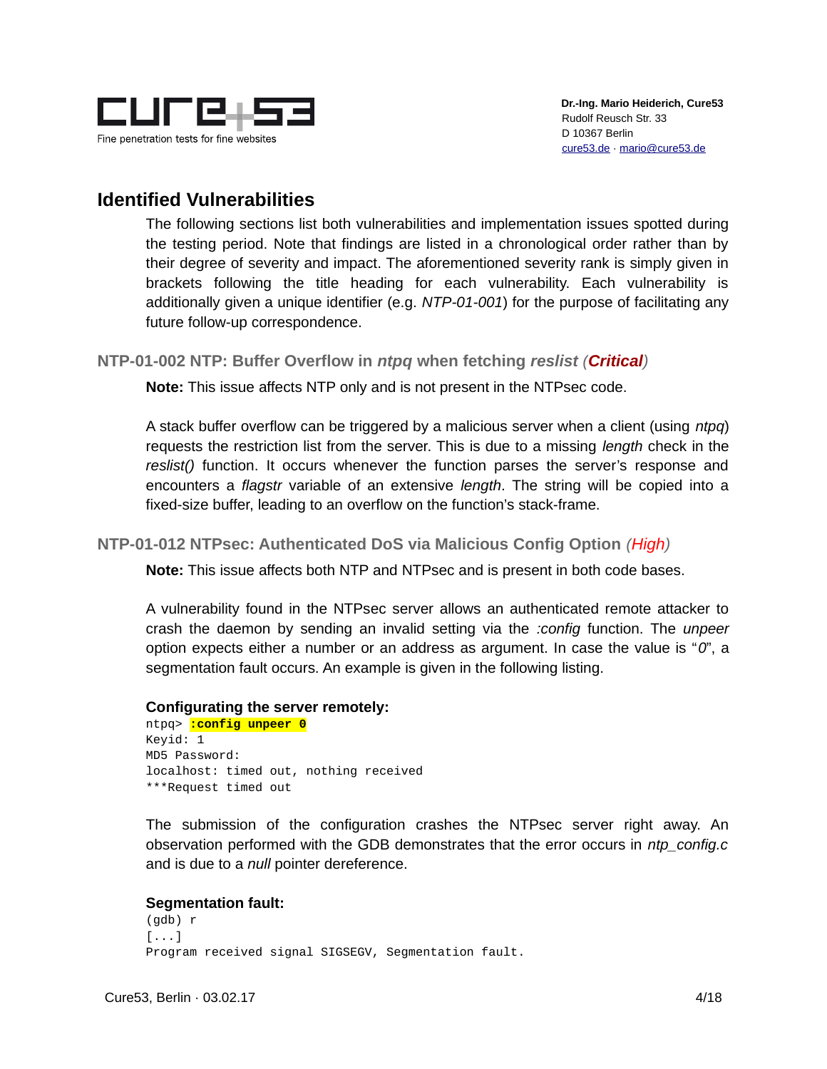## Identified Vulnerabilities

The following sections list both vulnerabilities and implementation issues spotted during the testing period. Note that findings are listed in a chronological order rather than by their degree of severity and impact. The aforementioned severity rank is simply given in brackets following the title heading for each vulnerability. Each vulnerability is additionally given a unique identifier (e.g. *NTP-01-001*) for the purpose of facilitating any future follow-up correspondence.

### NTP-01-002 NTP: Buffer Overflow in *ntpq* when fetching *reslist* (*Critical*)

**Note:** This issue affects NTP only and is not present in the NTPsec code.

A stack buffer overflow can be triggered by a malicious server when a client (using *ntpq*) requests the restriction list from the server. This is due to a missing *length* check in the *reslist()* function. It occurs whenever the function parses the server's response and encounters a *flagstr* variable of an extensive *length*. The string will be copied into a fixed-size buffer, leading to an overflow on the function's stack-frame.

### NTP-01-012 NTPsec: Authenticated DoS via Malicious Config Option (*High*)

**Note:** This issue affects both NTP and NTPsec and is present in both code bases.

A vulnerability found in the NTPsec server allows an authenticated remote attacker to crash the daemon by sending an invalid setting via the *:config* function. The *unpeer* option expects either a number or an address as argument. In case the value is "*0*", a segmentation fault occurs. An example is given in the following listing.

**Configurating the server remotely:**

```
ntpq> :config unpeer 0
Keyid: 1
MD5 Password:
localhost: timed out, nothing received
***Request timed out
```

The submission of the configuration crashes the NTPsec server right away. An observation performed with the GDB demonstrates that the error occurs in *ntp_config.c* and is due to a *null* pointer dereference.

**Segmentation fault:**

```
(gdb) r
[...]
Program received signal SIGSEGV, Segmentation fault.
```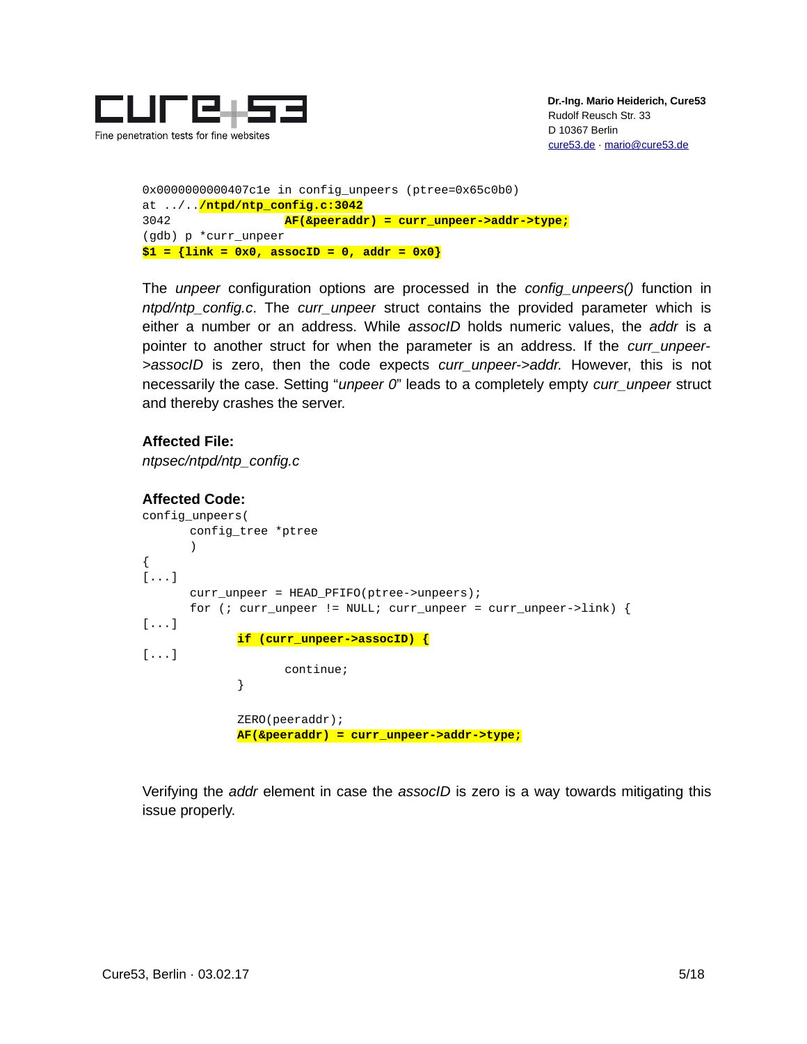```
0x0000000000407c1e in config_unpeers (ptree=0x65c0b0)
at ../../ntpd/ntp_config.c:3042
3042                AF(&peeraddr) = curr_unpeer->addr->type;
(gdb) p *curr_unpeer
$1 = {link = 0x0, assocID = 0, addr = 0x0}
```

The *unpeer* configuration options are processed in the *config_unpeers()* function in *ntpd/ntp_config.c*. The *curr_unpeer* struct contains the provided parameter which is either a number or an address. While *assocID* holds numeric values, the *addr* is a pointer to another struct for when the parameter is an address. If the *curr_unpeer->assocID* is zero, then the code expects *curr_unpeer->addr.* However, this is not necessarily the case. Setting "*unpeer 0*" leads to a completely empty *curr_unpeer* struct and thereby crashes the server.

**Affected File:**

*ntpsec/ntpd/ntp_config.c*

**Affected Code:**

```
config_unpeers(
        config_tree *ptree
        )
{
[...]
        curr_unpeer = HEAD_PFIFO(ptree->unpeers);
        for (; curr_unpeer != NULL; curr_unpeer = curr_unpeer->link) {
[...]
                if (curr_unpeer->assocID) {
[...]
                        continue;
                }

                ZERO(peeraddr);
                AF(&peeraddr) = curr_unpeer->addr->type;
```

Verifying the *addr* element in case the *assocID* is zero is a way towards mitigating this issue properly.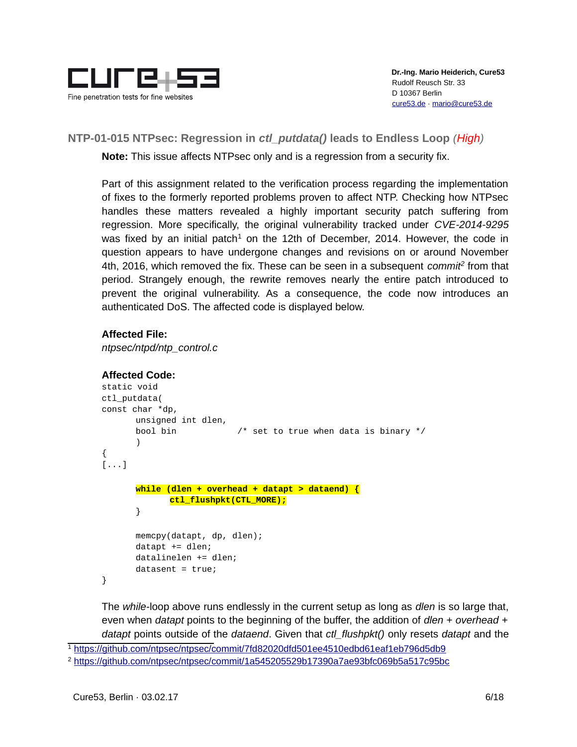## NTP-01-015 NTPsec: Regression in *ctl_putdata()* leads to Endless Loop *(High)*

**Note:** This issue affects NTPsec only and is a regression from a security fix.

Part of this assignment related to the verification process regarding the implementation of fixes to the formerly reported problems proven to affect NTP. Checking how NTPsec handles these matters revealed a highly important security patch suffering from regression. More specifically, the original vulnerability tracked under *CVE-2014-9295* was fixed by an initial patch[1] on the 12th of December, 2014. However, the code in question appears to have undergone changes and revisions on or around November 4th, 2016, which removed the fix. These can be seen in a subsequent *commit*[2] from that period. Strangely enough, the rewrite removes nearly the entire patch introduced to prevent the original vulnerability. As a consequence, the code now introduces an authenticated DoS. The affected code is displayed below.

**Affected File:**

*ntpsec/ntpd/ntp_control.c*

**Affected Code:**

```
static void
ctl_putdata(
const char *dp,
      unsigned int dlen,
      bool bin          /* set to true when data is binary */
      )
{
[...]

      while (dlen + overhead + datapt > dataend) {
            ctl_flushpkt(CTL_MORE);
      }

      memcpy(datapt, dp, dlen);
      datapt += dlen;
      datalinelen += dlen;
      datasent = true;
}
```

The *while*-loop above runs endlessly in the current setup as long as *dlen* is so large that, even when *datapt* points to the beginning of the buffer, the addition of *dlen* + *overhead* + *datapt* points outside of the *dataend*. Given that *ctl_flushpkt()* only resets *datapt* and the

[1] https://github.com/ntpsec/ntpsec/commit/7fd82020dfd501ee4510edbd61eaf1eb796d5db9

[2] https://github.com/ntpsec/ntpsec/commit/1a545205529b17390a7ae93bfc069b5a517c95bc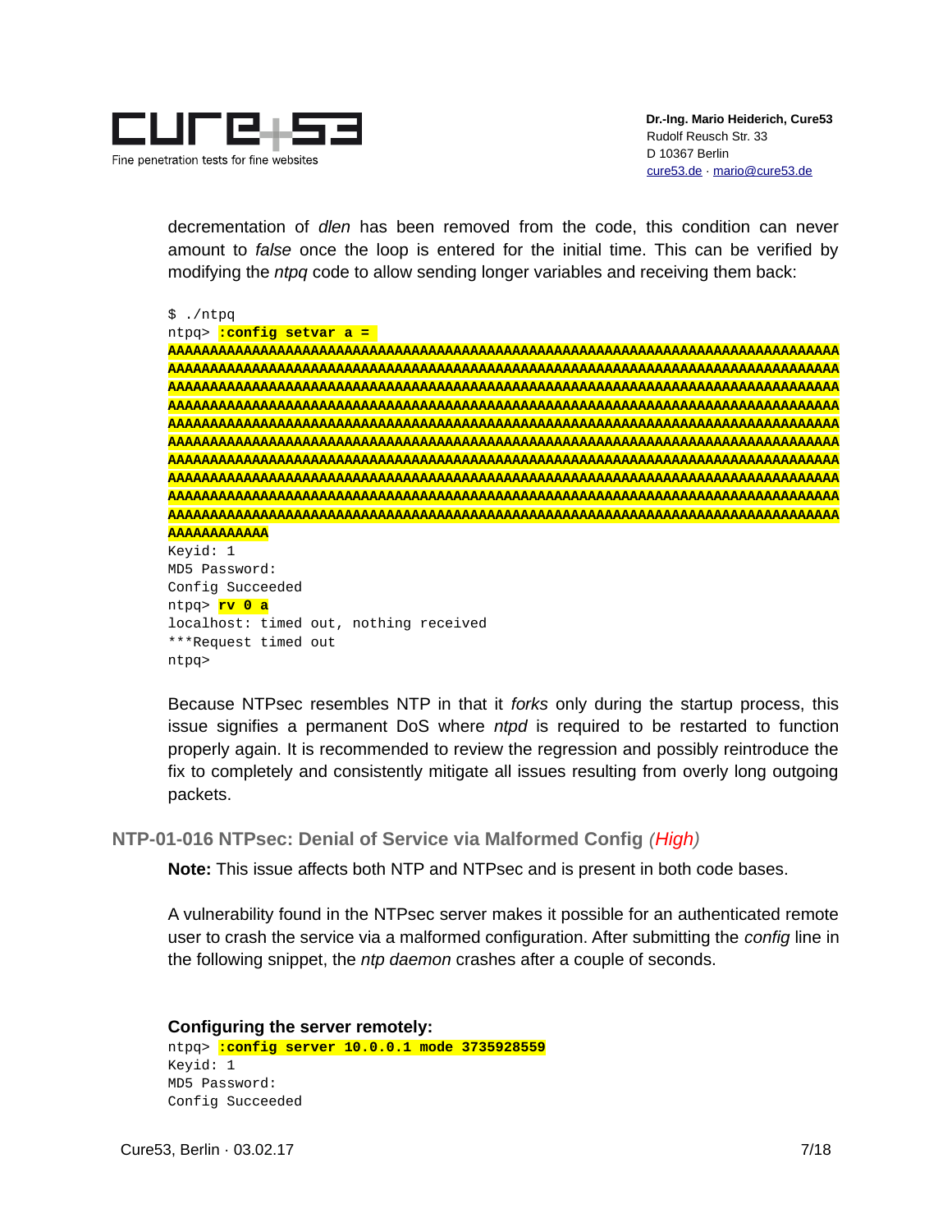decrementation of *dlen* has been removed from the code, this condition can never amount to *false* once the loop is entered for the initial time. This can be verified by modifying the *ntpq* code to allow sending longer variables and receiving them back:

```
$ ./ntpq
ntpq> :config setvar a = 
AAAAAAAAAAAAAAAAAAAAAAAAAAAAAAAAAAAAAAAAAAAAAAAAAAAAAAAAAAAAAAAAAAAAAAAAAAAAAAAA
AAAAAAAAAAAAAAAAAAAAAAAAAAAAAAAAAAAAAAAAAAAAAAAAAAAAAAAAAAAAAAAAAAAAAAAAAAAAAAAA
AAAAAAAAAAAAAAAAAAAAAAAAAAAAAAAAAAAAAAAAAAAAAAAAAAAAAAAAAAAAAAAAAAAAAAAAAAAAAAAA
AAAAAAAAAAAAAAAAAAAAAAAAAAAAAAAAAAAAAAAAAAAAAAAAAAAAAAAAAAAAAAAAAAAAAAAAAAAAAAAA
AAAAAAAAAAAAAAAAAAAAAAAAAAAAAAAAAAAAAAAAAAAAAAAAAAAAAAAAAAAAAAAAAAAAAAAAAAAAAAAA
AAAAAAAAAAAAAAAAAAAAAAAAAAAAAAAAAAAAAAAAAAAAAAAAAAAAAAAAAAAAAAAAAAAAAAAAAAAAAAAA
AAAAAAAAAAAAAAAAAAAAAAAAAAAAAAAAAAAAAAAAAAAAAAAAAAAAAAAAAAAAAAAAAAAAAAAAAAAAAAAA
AAAAAAAAAAAAAAAAAAAAAAAAAAAAAAAAAAAAAAAAAAAAAAAAAAAAAAAAAAAAAAAAAAAAAAAAAAAAAAAA
AAAAAAAAAAAAAAAAAAAAAAAAAAAAAAAAAAAAAAAAAAAAAAAAAAAAAAAAAAAAAAAAAAAAAAAAAAAAAAAA
AAAAAAAAAAAAAAAAAAAAAAAAAAAAAAAAAAAAAAAAAAAAAAAAAAAAAAAAAAAAAAAAAAAAAAAAAAAAAAAA
AAAAAAAAAAAA
Keyid: 1
MD5 Password:
Config Succeeded
ntpq> rv 0 a
localhost: timed out, nothing received
***Request timed out
ntpq>
```

Because NTPsec resembles NTP in that it *forks* only during the startup process, this issue signifies a permanent DoS where *ntpd* is required to be restarted to function properly again. It is recommended to review the regression and possibly reintroduce the fix to completely and consistently mitigate all issues resulting from overly long outgoing packets.

### NTP-01-016 NTPsec: Denial of Service via Malformed Config *(High)*

**Note:** This issue affects both NTP and NTPsec and is present in both code bases.

A vulnerability found in the NTPsec server makes it possible for an authenticated remote user to crash the service via a malformed configuration. After submitting the *config* line in the following snippet, the *ntp daemon* crashes after a couple of seconds.

**Configuring the server remotely:**

```
ntpq> :config server 10.0.0.1 mode 3735928559
Keyid: 1
MD5 Password:
Config Succeeded
```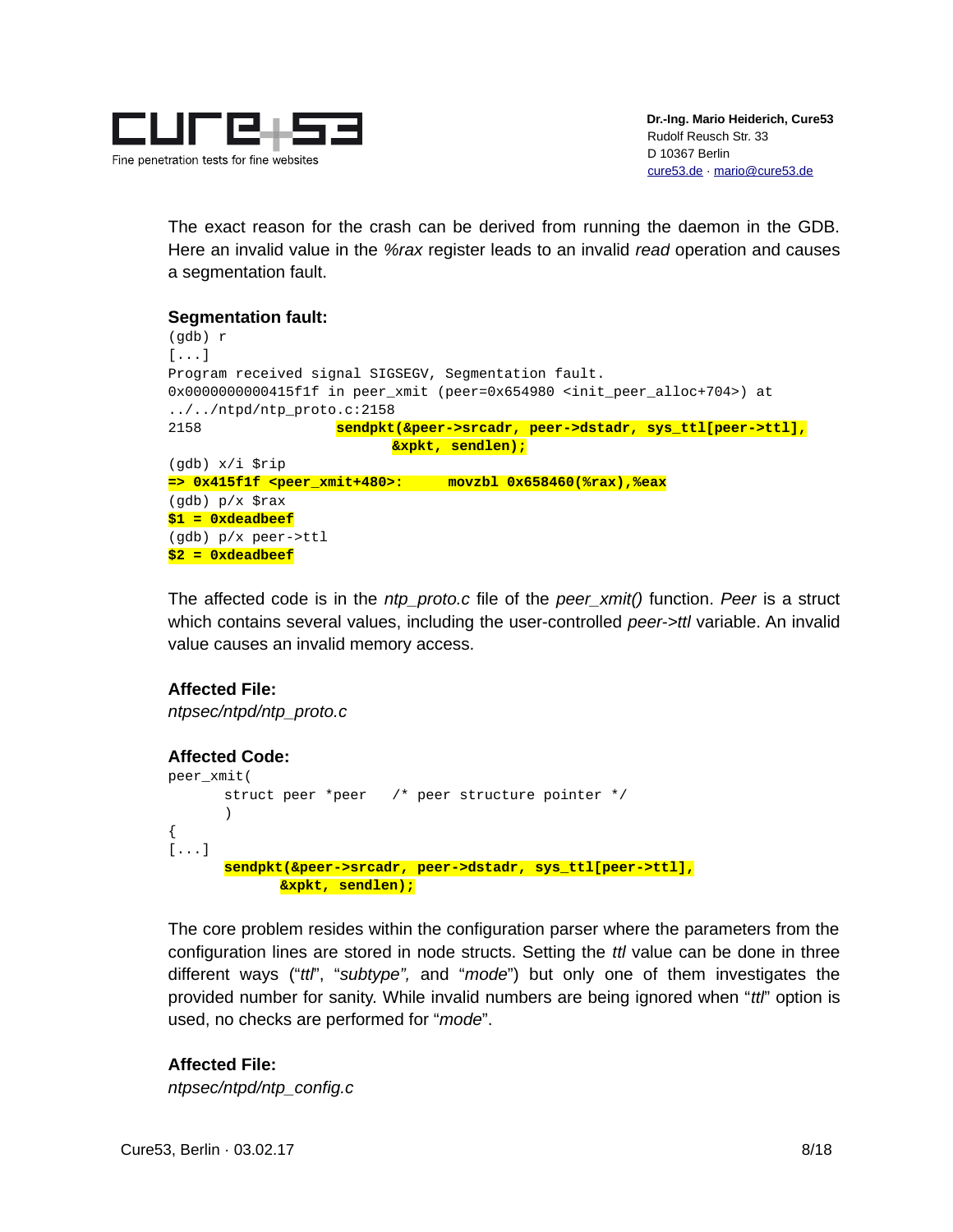The exact reason for the crash can be derived from running the daemon in the GDB. Here an invalid value in the *%rax* register leads to an invalid *read* operation and causes a segmentation fault.

**Segmentation fault:**
```
(gdb) r
[...]
Program received signal SIGSEGV, Segmentation fault.
0x0000000000415f1f in peer_xmit (peer=0x654980 <init_peer_alloc+704>) at
../../ntpd/ntp_proto.c:2158
2158                    sendpkt(&peer->srcadr, peer->dstadr, sys_ttl[peer->ttl],
                                &xpkt, sendlen);
(gdb) x/i $rip
=> 0x415f1f <peer_xmit+480>:      movzbl 0x658460(%rax),%eax
(gdb) p/x $rax
$1 = 0xdeadbeef
(gdb) p/x peer->ttl
$2 = 0xdeadbeef
```

The affected code is in the *ntp_proto.c* file of the *peer_xmit()* function. *Peer* is a struct which contains several values, including the user-controlled *peer->ttl* variable. An invalid value causes an invalid memory access.

**Affected File:**

*ntpsec/ntpd/ntp_proto.c*

**Affected Code:**
```
peer_xmit(
        struct peer *peer   /* peer structure pointer */
        )
{
[...]
        sendpkt(&peer->srcadr, peer->dstadr, sys_ttl[peer->ttl],
                &xpkt, sendlen);
```

The core problem resides within the configuration parser where the parameters from the configuration lines are stored in node structs. Setting the *ttl* value can be done in three different ways ("*ttl*", "*subtype",* and "*mode*") but only one of them investigates the provided number for sanity. While invalid numbers are being ignored when "*ttl*" option is used, no checks are performed for "*mode*".

**Affected File:**

*ntpsec/ntpd/ntp_config.c*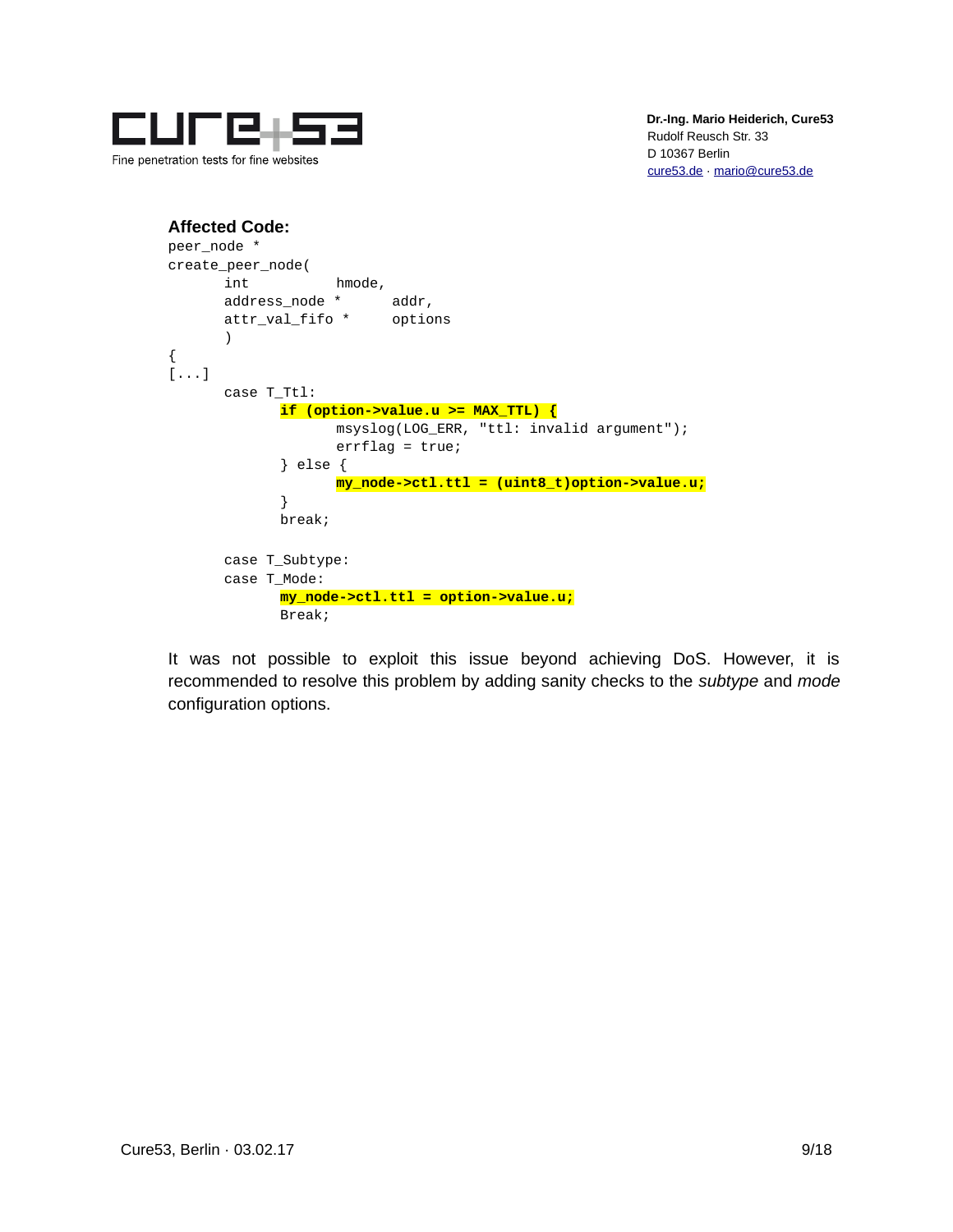**Affected Code:**

```
peer_node *
create_peer_node(
	int		hmode,
	address_node *	addr,
	attr_val_fifo *	options
	)
{
[...]
	case T_Ttl:
		if (option->value.u >= MAX_TTL) {
			msyslog(LOG_ERR, "ttl: invalid argument");
			errflag = true;
		} else {
			my_node->ctl.ttl = (uint8_t)option->value.u;
		}
		break;

	case T_Subtype:
	case T_Mode:
		my_node->ctl.ttl = option->value.u;
		Break;
```

It was not possible to exploit this issue beyond achieving DoS. However, it is recommended to resolve this problem by adding sanity checks to the *subtype* and *mode* configuration options.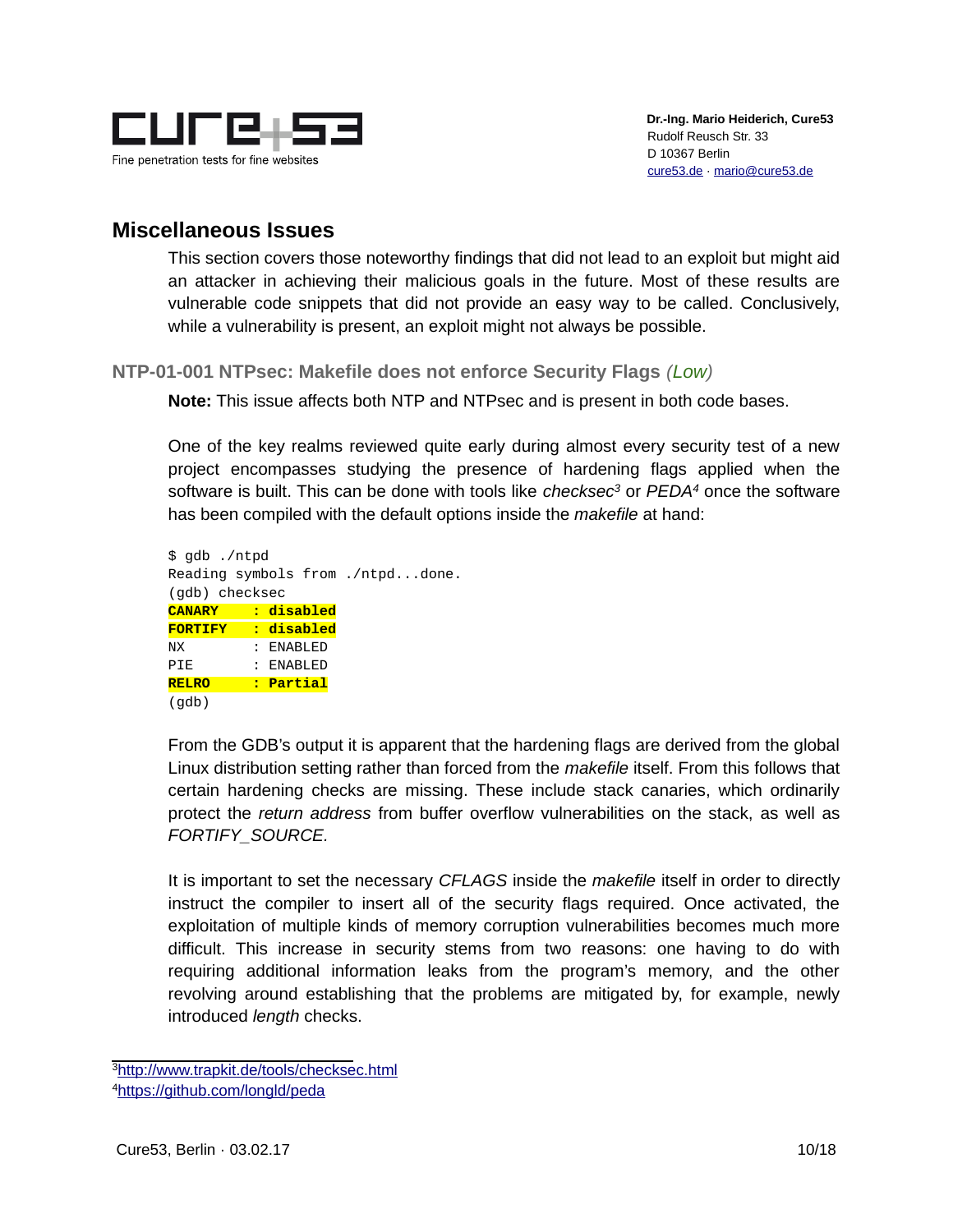## Miscellaneous Issues

This section covers those noteworthy findings that did not lead to an exploit but might aid an attacker in achieving their malicious goals in the future. Most of these results are vulnerable code snippets that did not provide an easy way to be called. Conclusively, while a vulnerability is present, an exploit might not always be possible.

### NTP-01-001 NTPsec: Makefile does not enforce Security Flags *(Low)*

**Note:** This issue affects both NTP and NTPsec and is present in both code bases.

One of the key realms reviewed quite early during almost every security test of a new project encompasses studying the presence of hardening flags applied when the software is built. This can be done with tools like *checksec*[3] or *PEDA*[4] once the software has been compiled with the default options inside the *makefile* at hand:

```
$ gdb ./ntpd
Reading symbols from ./ntpd...done.
(gdb) checksec
CANARY    : disabled
FORTIFY   : disabled
NX        : ENABLED
PIE       : ENABLED
RELRO     : Partial
(gdb)
```

From the GDB's output it is apparent that the hardening flags are derived from the global Linux distribution setting rather than forced from the *makefile* itself. From this follows that certain hardening checks are missing. These include stack canaries, which ordinarily protect the *return address* from buffer overflow vulnerabilities on the stack, as well as *FORTIFY_SOURCE.*

It is important to set the necessary *CFLAGS* inside the *makefile* itself in order to directly instruct the compiler to insert all of the security flags required. Once activated, the exploitation of multiple kinds of memory corruption vulnerabilities becomes much more difficult. This increase in security stems from two reasons: one having to do with requiring additional information leaks from the program's memory, and the other revolving around establishing that the problems are mitigated by, for example, newly introduced *length* checks.

---

[3] http://www.trapkit.de/tools/checksec.html
[4] https://github.com/longld/peda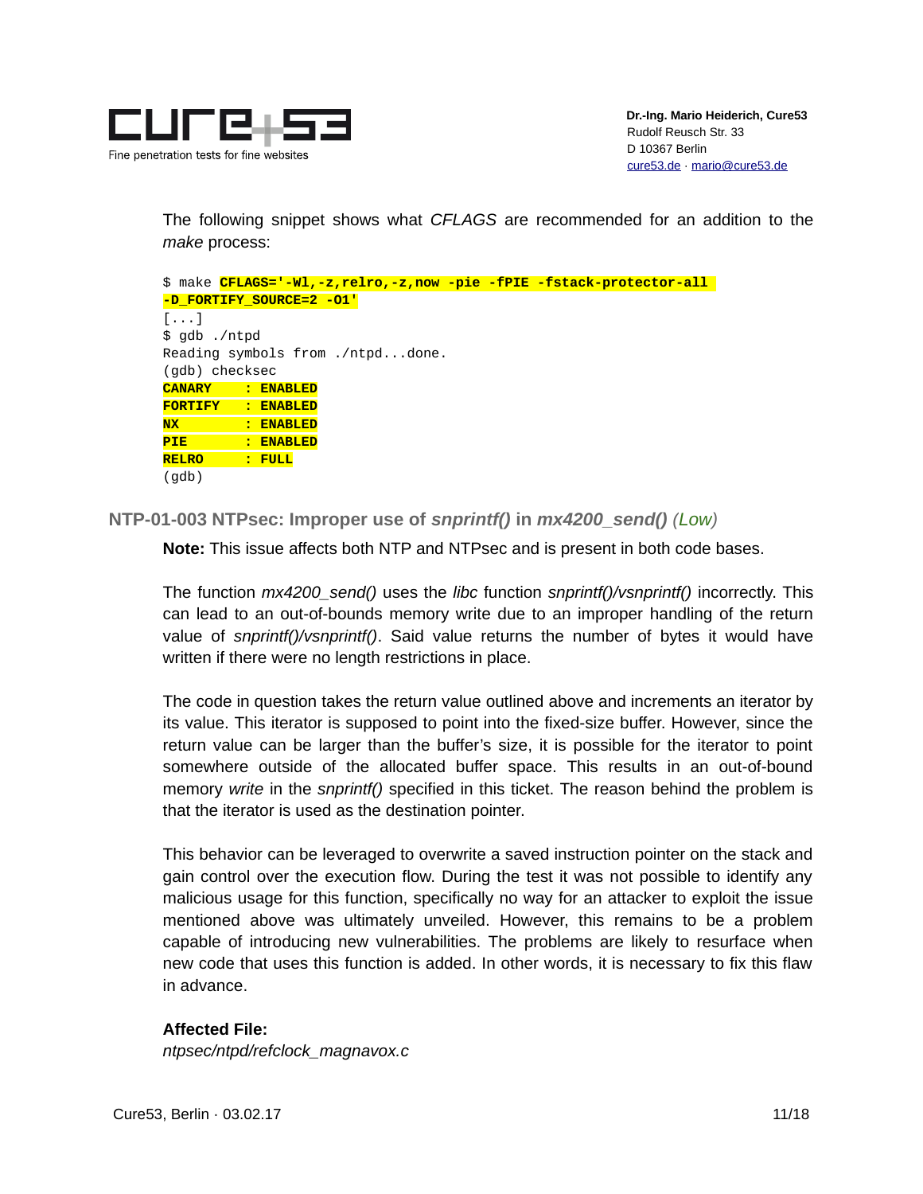The following snippet shows what *CFLAGS* are recommended for an addition to the *make* process:

```
$ make CFLAGS='-Wl,-z,relro,-z,now -pie -fPIE -fstack-protector-all
-D_FORTIFY_SOURCE=2 -O1'
[...]
$ gdb ./ntpd
Reading symbols from ./ntpd...done.
(gdb) checksec
CANARY    : ENABLED
FORTIFY   : ENABLED
NX        : ENABLED
PIE       : ENABLED
RELRO     : FULL
(gdb)
```

## NTP-01-003 NTPsec: Improper use of *snprintf()* in *mx4200_send()* (*Low*)

**Note:** This issue affects both NTP and NTPsec and is present in both code bases.

The function *mx4200_send()* uses the *libc* function *snprintf()/vsnprintf()* incorrectly. This can lead to an out-of-bounds memory write due to an improper handling of the return value of *snprintf()/vsnprintf()*. Said value returns the number of bytes it would have written if there were no length restrictions in place.

The code in question takes the return value outlined above and increments an iterator by its value. This iterator is supposed to point into the fixed-size buffer. However, since the return value can be larger than the buffer's size, it is possible for the iterator to point somewhere outside of the allocated buffer space. This results in an out-of-bound memory *write* in the *snprintf()* specified in this ticket. The reason behind the problem is that the iterator is used as the destination pointer.

This behavior can be leveraged to overwrite a saved instruction pointer on the stack and gain control over the execution flow. During the test it was not possible to identify any malicious usage for this function, specifically no way for an attacker to exploit the issue mentioned above was ultimately unveiled. However, this remains to be a problem capable of introducing new vulnerabilities. The problems are likely to resurface when new code that uses this function is added. In other words, it is necessary to fix this flaw in advance.

**Affected File:**
*ntpsec/ntpd/refclock_magnavox.c*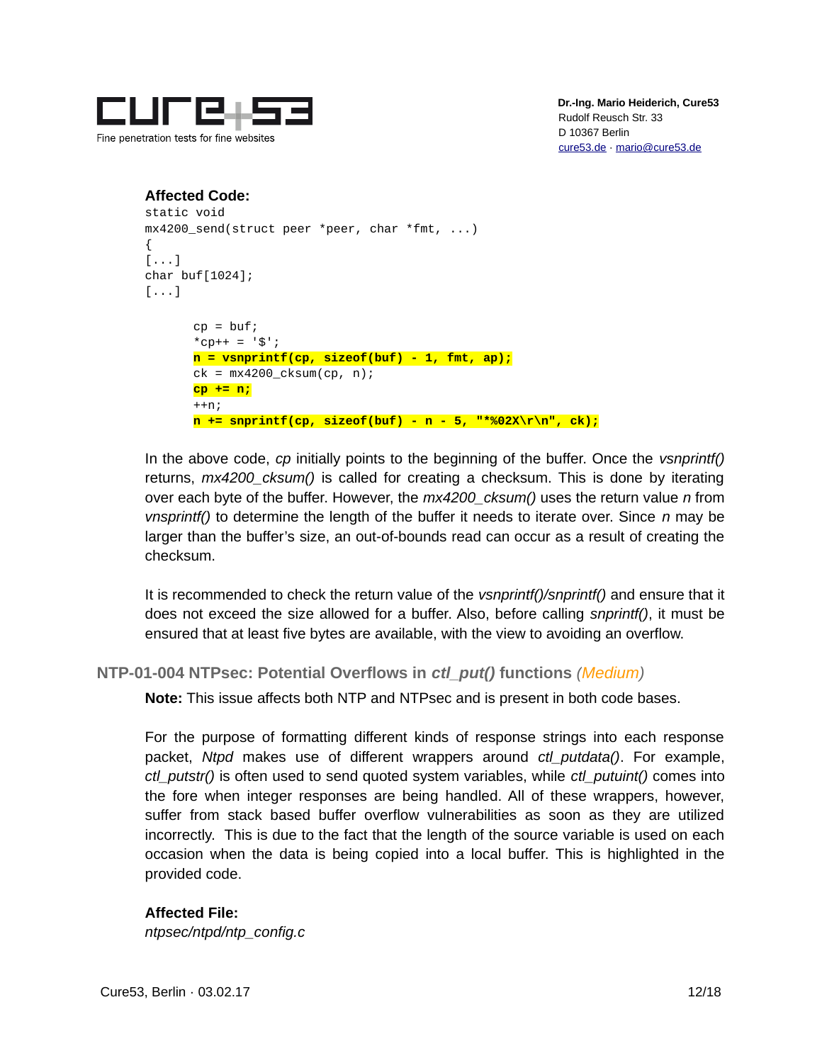**Affected Code:**

```
static void
mx4200_send(struct peer *peer, char *fmt, ...)
{
[...]
char buf[1024];
[...]

	cp = buf;
	*cp++ = '$';
	n = vsnprintf(cp, sizeof(buf) - 1, fmt, ap);
	ck = mx4200_cksum(cp, n);
	cp += n;
	++n;
	n += snprintf(cp, sizeof(buf) - n - 5, "*%02X\r\n", ck);
```

In the above code, *cp* initially points to the beginning of the buffer. Once the *vsnprintf()* returns, *mx4200_cksum()* is called for creating a checksum. This is done by iterating over each byte of the buffer. However, the *mx4200_cksum()* uses the return value *n* from *vnsprintf()* to determine the length of the buffer it needs to iterate over. Since *n* may be larger than the buffer's size, an out-of-bounds read can occur as a result of creating the checksum.

It is recommended to check the return value of the *vsnprintf()/snprintf()* and ensure that it does not exceed the size allowed for a buffer. Also, before calling *snprintf()*, it must be ensured that at least five bytes are available, with the view to avoiding an overflow.

## NTP-01-004 NTPsec: Potential Overflows in *ctl_put()* functions (*Medium*)

**Note:** This issue affects both NTP and NTPsec and is present in both code bases.

For the purpose of formatting different kinds of response strings into each response packet, *Ntpd* makes use of different wrappers around *ctl_putdata()*. For example, *ctl_putstr()* is often used to send quoted system variables, while *ctl_putuint()* comes into the fore when integer responses are being handled. All of these wrappers, however, suffer from stack based buffer overflow vulnerabilities as soon as they are utilized incorrectly. This is due to the fact that the length of the source variable is used on each occasion when the data is being copied into a local buffer. This is highlighted in the provided code.

**Affected File:**

*ntpsec/ntpd/ntp_config.c*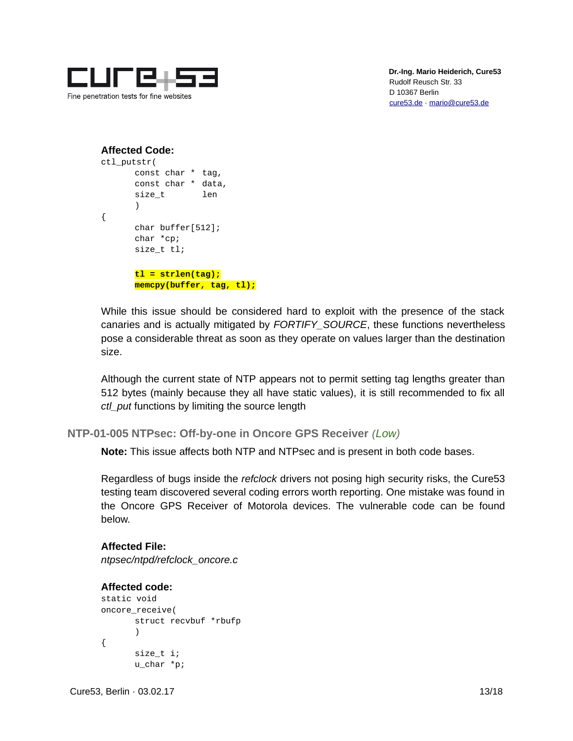**Affected Code:**

```
ctl_putstr(
	const char *	tag,
	const char *	data,
	size_t		len
	)
{
	char buffer[512];
	char *cp;
	size_t tl;

	tl = strlen(tag);
	memcpy(buffer, tag, tl);
```

While this issue should be considered hard to exploit with the presence of the stack canaries and is actually mitigated by *FORTIFY_SOURCE*, these functions nevertheless pose a considerable threat as soon as they operate on values larger than the destination size.

Although the current state of NTP appears not to permit setting tag lengths greater than 512 bytes (mainly because they all have static values), it is still recommended to fix all *ctl_put* functions by limiting the source length

## NTP-01-005 NTPsec: Off-by-one in Oncore GPS Receiver *(Low)*

**Note:** This issue affects both NTP and NTPsec and is present in both code bases.

Regardless of bugs inside the *refclock* drivers not posing high security risks, the Cure53 testing team discovered several coding errors worth reporting. One mistake was found in the Oncore GPS Receiver of Motorola devices. The vulnerable code can be found below.

**Affected File:**

*ntpsec/ntpd/refclock_oncore.c*

**Affected code:**

```
static void
oncore_receive(
	struct recvbuf *rbufp
	)
{
	size_t i;
	u_char *p;
```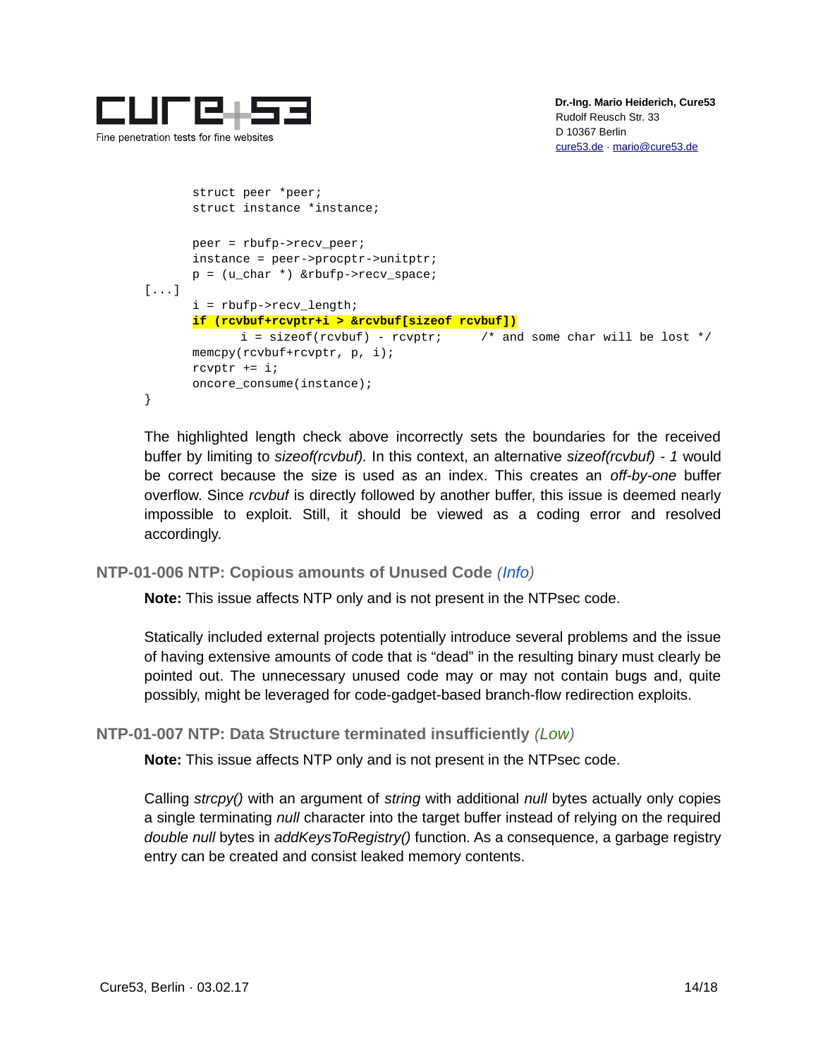```
        struct peer *peer;
        struct instance *instance;

        peer = rbufp->recv_peer;
        instance = peer->procptr->unitptr;
        p = (u_char *) &rbufp->recv_space;
[...]
        i = rbufp->recv_length;
        if (rcvbuf+rcvptr+i > &rcvbuf[sizeof rcvbuf])
                i = sizeof(rcvbuf) - rcvptr;      /* and some char will be lost */
        memcpy(rcvbuf+rcvptr, p, i);
        rcvptr += i;
        oncore_consume(instance);
}
```

The highlighted length check above incorrectly sets the boundaries for the received buffer by limiting to *sizeof(rcvbuf).* In this context, an alternative *sizeof(rcvbuf) - 1* would be correct because the size is used as an index. This creates an *off-by-one* buffer overflow. Since *rcvbuf* is directly followed by another buffer, this issue is deemed nearly impossible to exploit. Still, it should be viewed as a coding error and resolved accordingly.

### NTP-01-006 NTP: Copious amounts of Unused Code *(Info)*

**Note:** This issue affects NTP only and is not present in the NTPsec code.

Statically included external projects potentially introduce several problems and the issue of having extensive amounts of code that is "dead" in the resulting binary must clearly be pointed out. The unnecessary unused code may or may not contain bugs and, quite possibly, might be leveraged for code-gadget-based branch-flow redirection exploits.

### NTP-01-007 NTP: Data Structure terminated insufficiently *(Low)*

**Note:** This issue affects NTP only and is not present in the NTPsec code.

Calling *strcpy()* with an argument of *string* with additional *null* bytes actually only copies a single terminating *null* character into the target buffer instead of relying on the required *double null* bytes in *addKeysToRegistry()* function. As a consequence, a garbage registry entry can be created and consist leaked memory contents.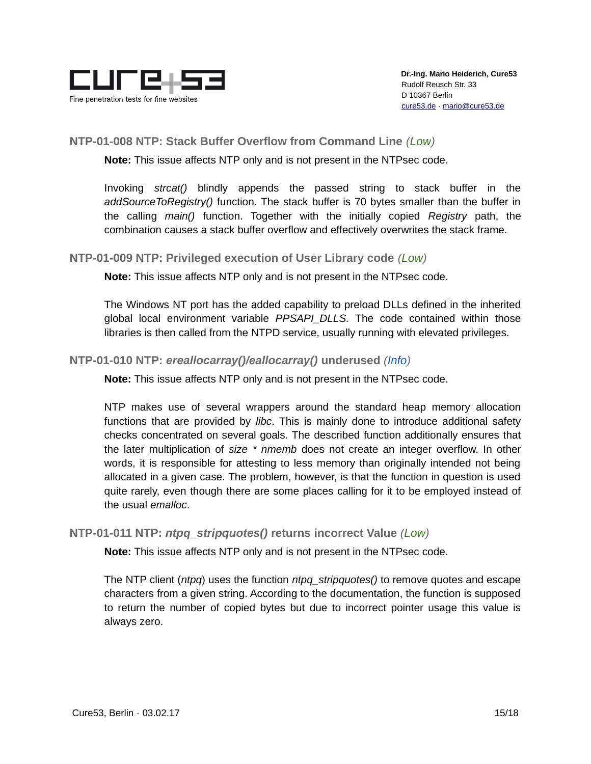### NTP-01-008 NTP: Stack Buffer Overflow from Command Line *(Low)*

**Note:** This issue affects NTP only and is not present in the NTPsec code.

Invoking *strcat()* blindly appends the passed string to stack buffer in the *addSourceToRegistry()* function. The stack buffer is 70 bytes smaller than the buffer in the calling *main()* function. Together with the initially copied *Registry* path, the combination causes a stack buffer overflow and effectively overwrites the stack frame.

### NTP-01-009 NTP: Privileged execution of User Library code *(Low)*

**Note:** This issue affects NTP only and is not present in the NTPsec code.

The Windows NT port has the added capability to preload DLLs defined in the inherited global local environment variable *PPSAPI_DLLS.* The code contained within those libraries is then called from the NTPD service, usually running with elevated privileges.

### NTP-01-010 NTP: *ereallocarray()/eallocarray()* underused *(Info)*

**Note:** This issue affects NTP only and is not present in the NTPsec code.

NTP makes use of several wrappers around the standard heap memory allocation functions that are provided by *libc*. This is mainly done to introduce additional safety checks concentrated on several goals. The described function additionally ensures that the later multiplication of *size * nmemb* does not create an integer overflow. In other words, it is responsible for attesting to less memory than originally intended not being allocated in a given case. The problem, however, is that the function in question is used quite rarely, even though there are some places calling for it to be employed instead of the usual *emalloc*.

### NTP-01-011 NTP: *ntpq_stripquotes()* returns incorrect Value *(Low)*

**Note:** This issue affects NTP only and is not present in the NTPsec code.

The NTP client (*ntpq*) uses the function *ntpq_stripquotes()* to remove quotes and escape characters from a given string. According to the documentation, the function is supposed to return the number of copied bytes but due to incorrect pointer usage this value is always zero.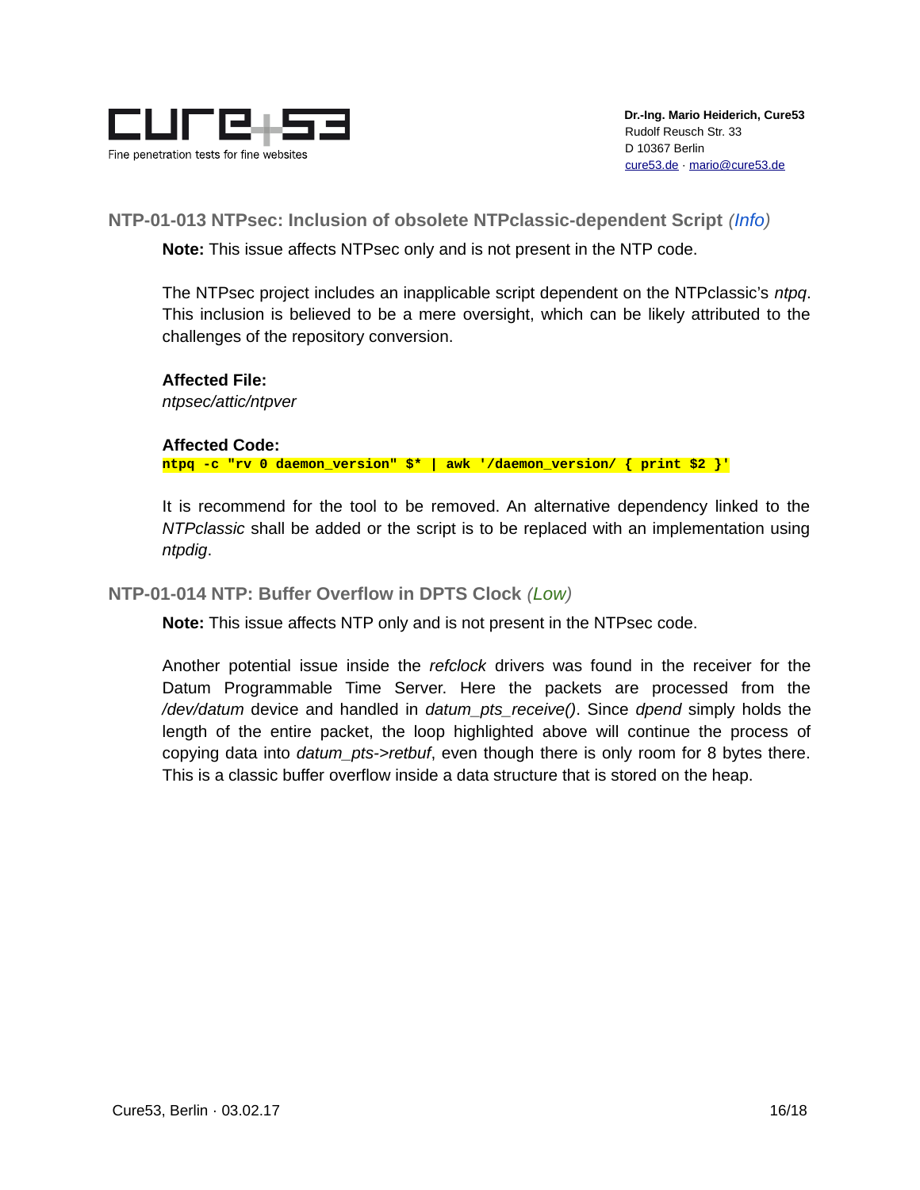### NTP-01-013 NTPsec: Inclusion of obsolete NTPclassic-dependent Script *(Info)*

**Note:** This issue affects NTPsec only and is not present in the NTP code.

The NTPsec project includes an inapplicable script dependent on the NTPclassic's *ntpq*. This inclusion is believed to be a mere oversight, which can be likely attributed to the challenges of the repository conversion.

**Affected File:**
*ntpsec/attic/ntpver*

**Affected Code:**

```
ntpq -c "rv 0 daemon_version" $* | awk '/daemon_version/ { print $2 }'
```

It is recommend for the tool to be removed. An alternative dependency linked to the *NTPclassic* shall be added or the script is to be replaced with an implementation using *ntpdig*.

### NTP-01-014 NTP: Buffer Overflow in DPTS Clock *(Low)*

**Note:** This issue affects NTP only and is not present in the NTPsec code.

Another potential issue inside the *refclock* drivers was found in the receiver for the Datum Programmable Time Server. Here the packets are processed from the */dev/datum* device and handled in *datum_pts_receive()*. Since *dpend* simply holds the length of the entire packet, the loop highlighted above will continue the process of copying data into *datum_pts->retbuf*, even though there is only room for 8 bytes there. This is a classic buffer overflow inside a data structure that is stored on the heap.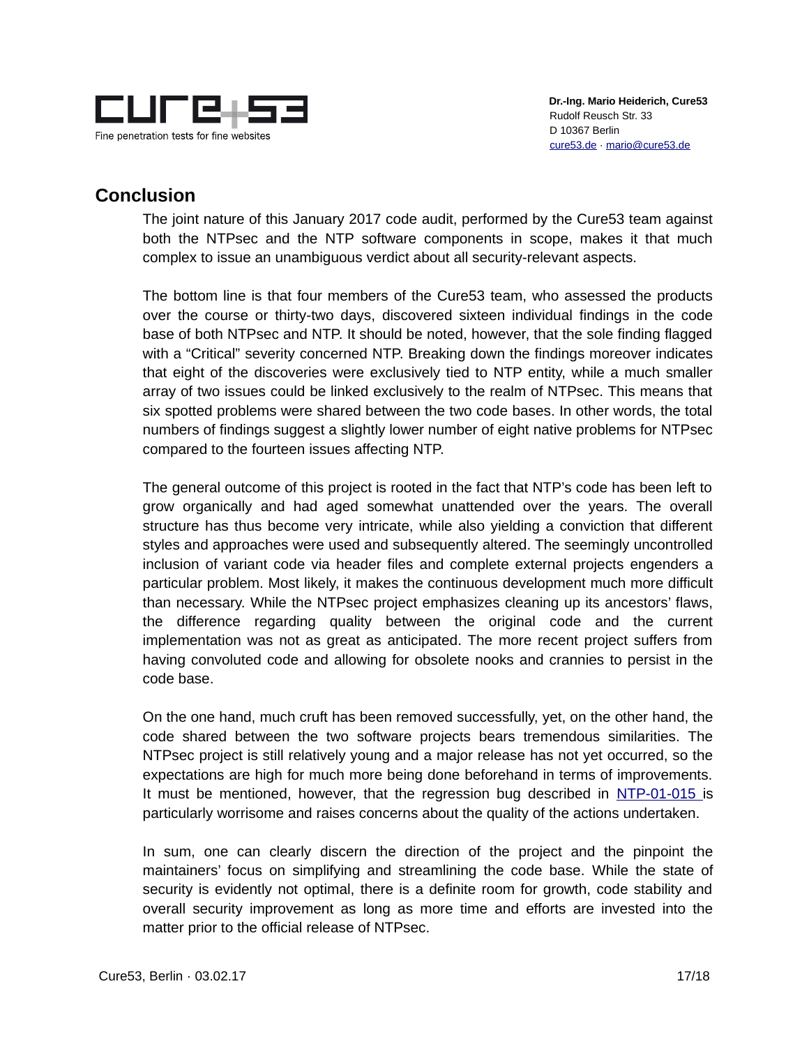## Conclusion

The joint nature of this January 2017 code audit, performed by the Cure53 team against both the NTPsec and the NTP software components in scope, makes it that much complex to issue an unambiguous verdict about all security-relevant aspects.

The bottom line is that four members of the Cure53 team, who assessed the products over the course or thirty-two days, discovered sixteen individual findings in the code base of both NTPsec and NTP. It should be noted, however, that the sole finding flagged with a “Critical” severity concerned NTP. Breaking down the findings moreover indicates that eight of the discoveries were exclusively tied to NTP entity, while a much smaller array of two issues could be linked exclusively to the realm of NTPsec. This means that six spotted problems were shared between the two code bases. In other words, the total numbers of findings suggest a slightly lower number of eight native problems for NTPsec compared to the fourteen issues affecting NTP.

The general outcome of this project is rooted in the fact that NTP’s code has been left to grow organically and had aged somewhat unattended over the years. The overall structure has thus become very intricate, while also yielding a conviction that different styles and approaches were used and subsequently altered. The seemingly uncontrolled inclusion of variant code via header files and complete external projects engenders a particular problem. Most likely, it makes the continuous development much more difficult than necessary. While the NTPsec project emphasizes cleaning up its ancestors’ flaws, the difference regarding quality between the original code and the current implementation was not as great as anticipated. The more recent project suffers from having convoluted code and allowing for obsolete nooks and crannies to persist in the code base.

On the one hand, much cruft has been removed successfully, yet, on the other hand, the code shared between the two software projects bears tremendous similarities. The NTPsec project is still relatively young and a major release has not yet occurred, so the expectations are high for much more being done beforehand in terms of improvements. It must be mentioned, however, that the regression bug described in NTP-01-015 is particularly worrisome and raises concerns about the quality of the actions undertaken.

In sum, one can clearly discern the direction of the project and the pinpoint the maintainers’ focus on simplifying and streamlining the code base. While the state of security is evidently not optimal, there is a definite room for growth, code stability and overall security improvement as long as more time and efforts are invested into the matter prior to the official release of NTPsec.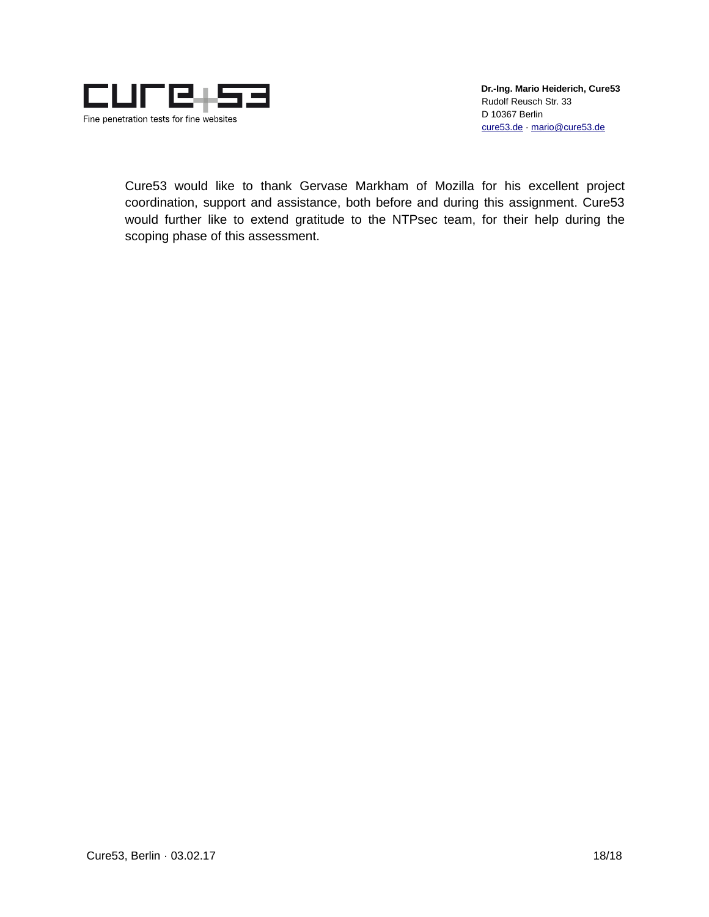Cure53 would like to thank Gervase Markham of Mozilla for his excellent project coordination, support and assistance, both before and during this assignment. Cure53 would further like to extend gratitude to the NTPsec team, for their help during the scoping phase of this assessment.